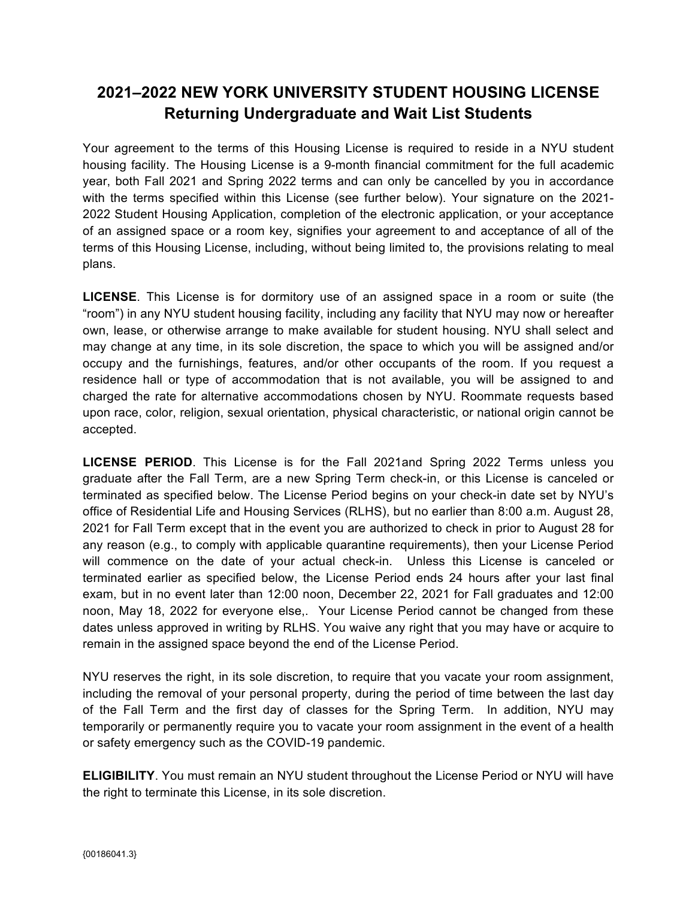# 2021–2022 NEW YORK UNIVERSITY STUDENT HOUSING LICENSE
## Returning Undergraduate and Wait List Students

Your agreement to the terms of this Housing License is required to reside in a NYU student housing facility. The Housing License is a 9-month financial commitment for the full academic year, both Fall 2021 and Spring 2022 terms and can only be cancelled by you in accordance with the terms specified within this License (see further below). Your signature on the 2021-2022 Student Housing Application, completion of the electronic application, or your acceptance of an assigned space or a room key, signifies your agreement to and acceptance of all of the terms of this Housing License, including, without being limited to, the provisions relating to meal plans.

**LICENSE**. This License is for dormitory use of an assigned space in a room or suite (the "room") in any NYU student housing facility, including any facility that NYU may now or hereafter own, lease, or otherwise arrange to make available for student housing. NYU shall select and may change at any time, in its sole discretion, the space to which you will be assigned and/or occupy and the furnishings, features, and/or other occupants of the room. If you request a residence hall or type of accommodation that is not available, you will be assigned to and charged the rate for alternative accommodations chosen by NYU. Roommate requests based upon race, color, religion, sexual orientation, physical characteristic, or national origin cannot be accepted.

**LICENSE PERIOD**. This License is for the Fall 2021and Spring 2022 Terms unless you graduate after the Fall Term, are a new Spring Term check-in, or this License is canceled or terminated as specified below. The License Period begins on your check-in date set by NYU's office of Residential Life and Housing Services (RLHS), but no earlier than 8:00 a.m. August 28, 2021 for Fall Term except that in the event you are authorized to check in prior to August 28 for any reason (e.g., to comply with applicable quarantine requirements), then your License Period will commence on the date of your actual check-in. Unless this License is canceled or terminated earlier as specified below, the License Period ends 24 hours after your last final exam, but in no event later than 12:00 noon, December 22, 2021 for Fall graduates and 12:00 noon, May 18, 2022 for everyone else,. Your License Period cannot be changed from these dates unless approved in writing by RLHS. You waive any right that you may have or acquire to remain in the assigned space beyond the end of the License Period.

NYU reserves the right, in its sole discretion, to require that you vacate your room assignment, including the removal of your personal property, during the period of time between the last day of the Fall Term and the first day of classes for the Spring Term. In addition, NYU may temporarily or permanently require you to vacate your room assignment in the event of a health or safety emergency such as the COVID-19 pandemic.

**ELIGIBILITY**. You must remain an NYU student throughout the License Period or NYU will have the right to terminate this License, in its sole discretion.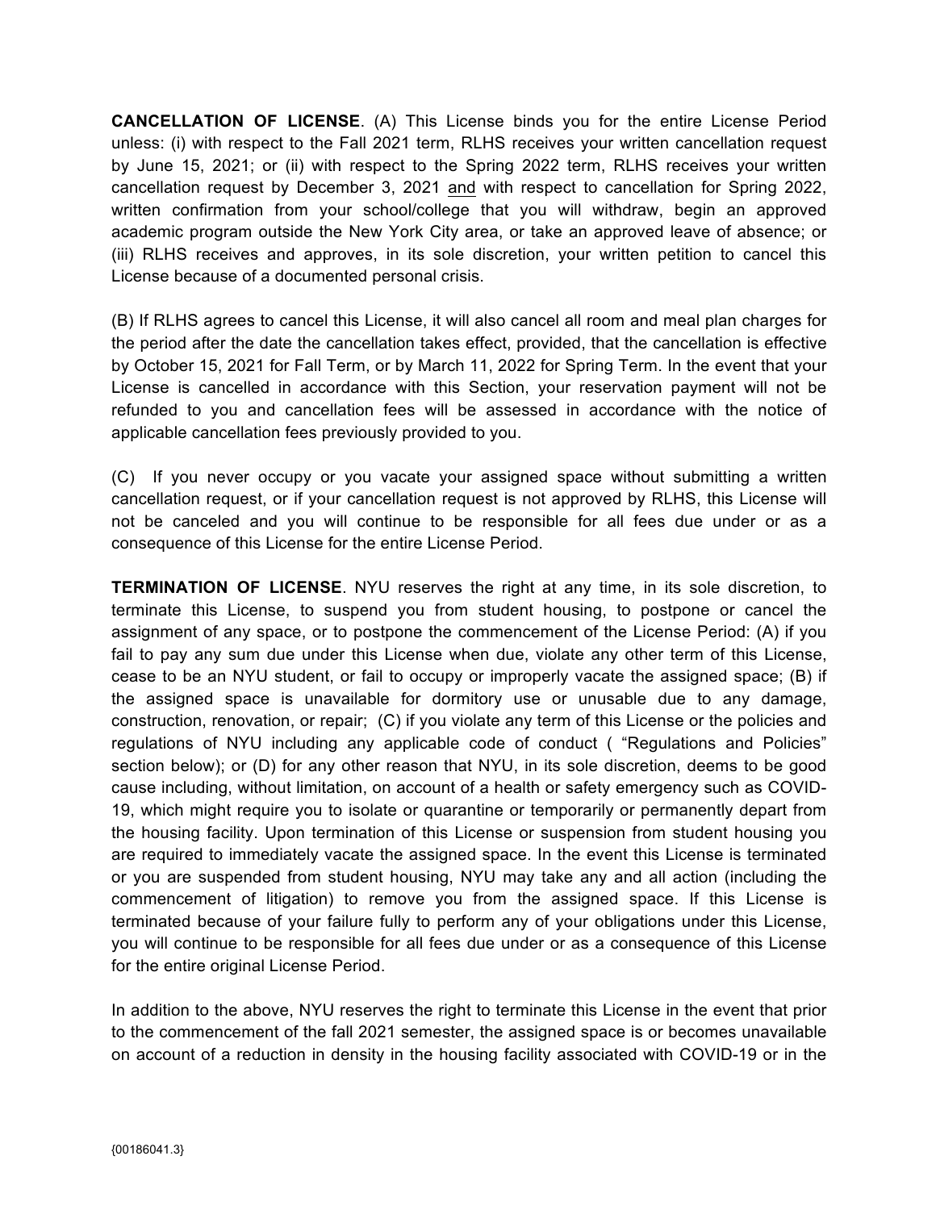**CANCELLATION OF LICENSE**. (A) This License binds you for the entire License Period unless: (i) with respect to the Fall 2021 term, RLHS receives your written cancellation request by June 15, 2021; or (ii) with respect to the Spring 2022 term, RLHS receives your written cancellation request by December 3, 2021 <u>and</u> with respect to cancellation for Spring 2022, written confirmation from your school/college that you will withdraw, begin an approved academic program outside the New York City area, or take an approved leave of absence; or (iii) RLHS receives and approves, in its sole discretion, your written petition to cancel this License because of a documented personal crisis.

(B) If RLHS agrees to cancel this License, it will also cancel all room and meal plan charges for the period after the date the cancellation takes effect, provided, that the cancellation is effective by October 15, 2021 for Fall Term, or by March 11, 2022 for Spring Term. In the event that your License is cancelled in accordance with this Section, your reservation payment will not be refunded to you and cancellation fees will be assessed in accordance with the notice of applicable cancellation fees previously provided to you.

(C) If you never occupy or you vacate your assigned space without submitting a written cancellation request, or if your cancellation request is not approved by RLHS, this License will not be canceled and you will continue to be responsible for all fees due under or as a consequence of this License for the entire License Period.

**TERMINATION OF LICENSE**. NYU reserves the right at any time, in its sole discretion, to terminate this License, to suspend you from student housing, to postpone or cancel the assignment of any space, or to postpone the commencement of the License Period: (A) if you fail to pay any sum due under this License when due, violate any other term of this License, cease to be an NYU student, or fail to occupy or improperly vacate the assigned space; (B) if the assigned space is unavailable for dormitory use or unusable due to any damage, construction, renovation, or repair; (C) if you violate any term of this License or the policies and regulations of NYU including any applicable code of conduct ( "Regulations and Policies" section below); or (D) for any other reason that NYU, in its sole discretion, deems to be good cause including, without limitation, on account of a health or safety emergency such as COVID-19, which might require you to isolate or quarantine or temporarily or permanently depart from the housing facility. Upon termination of this License or suspension from student housing you are required to immediately vacate the assigned space. In the event this License is terminated or you are suspended from student housing, NYU may take any and all action (including the commencement of litigation) to remove you from the assigned space. If this License is terminated because of your failure fully to perform any of your obligations under this License, you will continue to be responsible for all fees due under or as a consequence of this License for the entire original License Period.

In addition to the above, NYU reserves the right to terminate this License in the event that prior to the commencement of the fall 2021 semester, the assigned space is or becomes unavailable on account of a reduction in density in the housing facility associated with COVID-19 or in the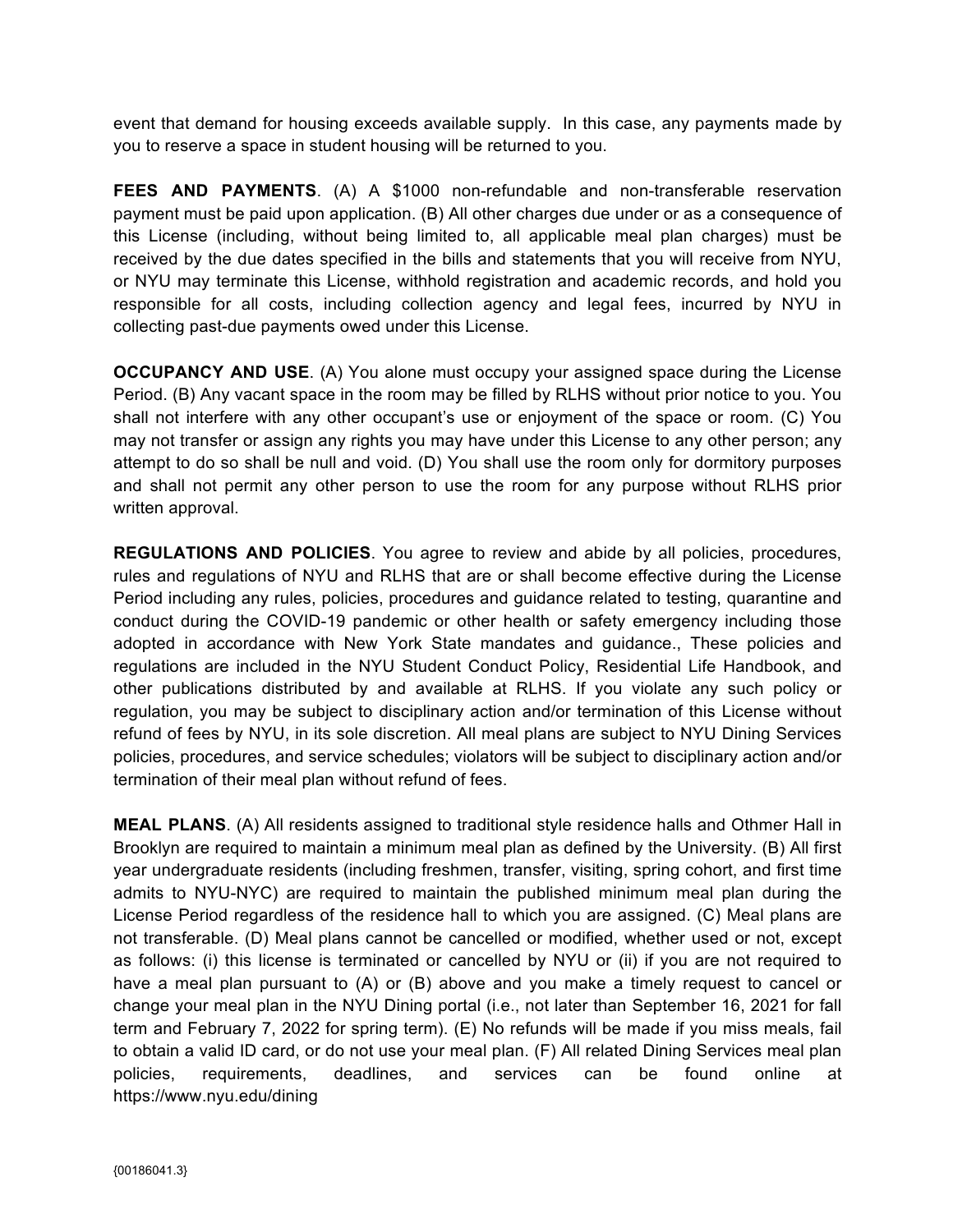event that demand for housing exceeds available supply. In this case, any payments made by you to reserve a space in student housing will be returned to you.

**FEES AND PAYMENTS**. (A) A $1000 non-refundable and non-transferable reservation payment must be paid upon application. (B) All other charges due under or as a consequence of this License (including, without being limited to, all applicable meal plan charges) must be received by the due dates specified in the bills and statements that you will receive from NYU, or NYU may terminate this License, withhold registration and academic records, and hold you responsible for all costs, including collection agency and legal fees, incurred by NYU in collecting past-due payments owed under this License.

**OCCUPANCY AND USE**. (A) You alone must occupy your assigned space during the License Period. (B) Any vacant space in the room may be filled by RLHS without prior notice to you. You shall not interfere with any other occupant's use or enjoyment of the space or room. (C) You may not transfer or assign any rights you may have under this License to any other person; any attempt to do so shall be null and void. (D) You shall use the room only for dormitory purposes and shall not permit any other person to use the room for any purpose without RLHS prior written approval.

**REGULATIONS AND POLICIES**. You agree to review and abide by all policies, procedures, rules and regulations of NYU and RLHS that are or shall become effective during the License Period including any rules, policies, procedures and guidance related to testing, quarantine and conduct during the COVID-19 pandemic or other health or safety emergency including those adopted in accordance with New York State mandates and guidance., These policies and regulations are included in the NYU Student Conduct Policy, Residential Life Handbook, and other publications distributed by and available at RLHS. If you violate any such policy or regulation, you may be subject to disciplinary action and/or termination of this License without refund of fees by NYU, in its sole discretion. All meal plans are subject to NYU Dining Services policies, procedures, and service schedules; violators will be subject to disciplinary action and/or termination of their meal plan without refund of fees.

**MEAL PLANS**. (A) All residents assigned to traditional style residence halls and Othmer Hall in Brooklyn are required to maintain a minimum meal plan as defined by the University. (B) All first year undergraduate residents (including freshmen, transfer, visiting, spring cohort, and first time admits to NYU-NYC) are required to maintain the published minimum meal plan during the License Period regardless of the residence hall to which you are assigned. (C) Meal plans are not transferable. (D) Meal plans cannot be cancelled or modified, whether used or not, except as follows: (i) this license is terminated or cancelled by NYU or (ii) if you are not required to have a meal plan pursuant to (A) or (B) above and you make a timely request to cancel or change your meal plan in the NYU Dining portal (i.e., not later than September 16, 2021 for fall term and February 7, 2022 for spring term). (E) No refunds will be made if you miss meals, fail to obtain a valid ID card, or do not use your meal plan. (F) All related Dining Services meal plan policies, requirements, deadlines, and services can be found online at https://www.nyu.edu/dining

{00186041.3}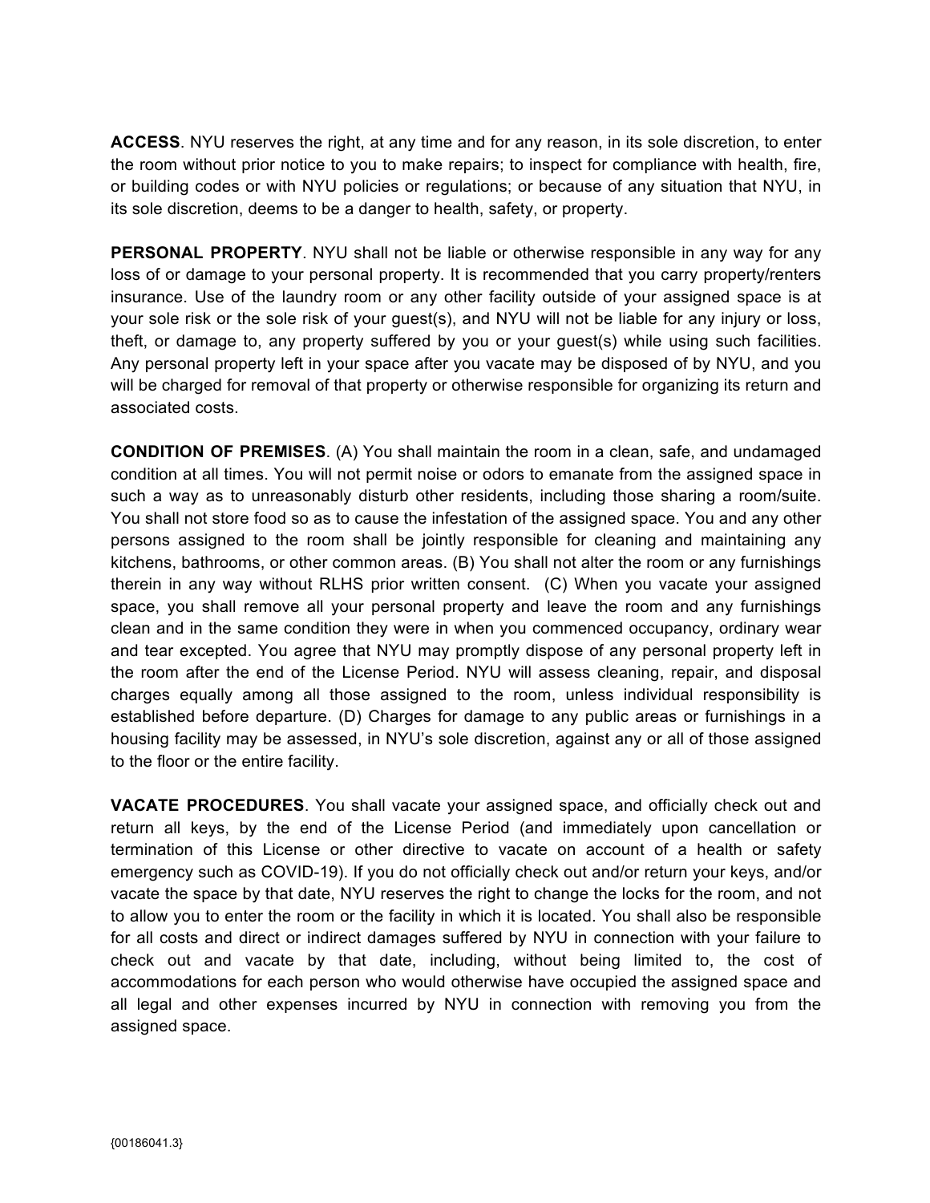**ACCESS**. NYU reserves the right, at any time and for any reason, in its sole discretion, to enter the room without prior notice to you to make repairs; to inspect for compliance with health, fire, or building codes or with NYU policies or regulations; or because of any situation that NYU, in its sole discretion, deems to be a danger to health, safety, or property.

**PERSONAL PROPERTY**. NYU shall not be liable or otherwise responsible in any way for any loss of or damage to your personal property. It is recommended that you carry property/renters insurance. Use of the laundry room or any other facility outside of your assigned space is at your sole risk or the sole risk of your guest(s), and NYU will not be liable for any injury or loss, theft, or damage to, any property suffered by you or your guest(s) while using such facilities. Any personal property left in your space after you vacate may be disposed of by NYU, and you will be charged for removal of that property or otherwise responsible for organizing its return and associated costs.

**CONDITION OF PREMISES**. (A) You shall maintain the room in a clean, safe, and undamaged condition at all times. You will not permit noise or odors to emanate from the assigned space in such a way as to unreasonably disturb other residents, including those sharing a room/suite. You shall not store food so as to cause the infestation of the assigned space. You and any other persons assigned to the room shall be jointly responsible for cleaning and maintaining any kitchens, bathrooms, or other common areas. (B) You shall not alter the room or any furnishings therein in any way without RLHS prior written consent. (C) When you vacate your assigned space, you shall remove all your personal property and leave the room and any furnishings clean and in the same condition they were in when you commenced occupancy, ordinary wear and tear excepted. You agree that NYU may promptly dispose of any personal property left in the room after the end of the License Period. NYU will assess cleaning, repair, and disposal charges equally among all those assigned to the room, unless individual responsibility is established before departure. (D) Charges for damage to any public areas or furnishings in a housing facility may be assessed, in NYU's sole discretion, against any or all of those assigned to the floor or the entire facility.

**VACATE PROCEDURES**. You shall vacate your assigned space, and officially check out and return all keys, by the end of the License Period (and immediately upon cancellation or termination of this License or other directive to vacate on account of a health or safety emergency such as COVID-19). If you do not officially check out and/or return your keys, and/or vacate the space by that date, NYU reserves the right to change the locks for the room, and not to allow you to enter the room or the facility in which it is located. You shall also be responsible for all costs and direct or indirect damages suffered by NYU in connection with your failure to check out and vacate by that date, including, without being limited to, the cost of accommodations for each person who would otherwise have occupied the assigned space and all legal and other expenses incurred by NYU in connection with removing you from the assigned space.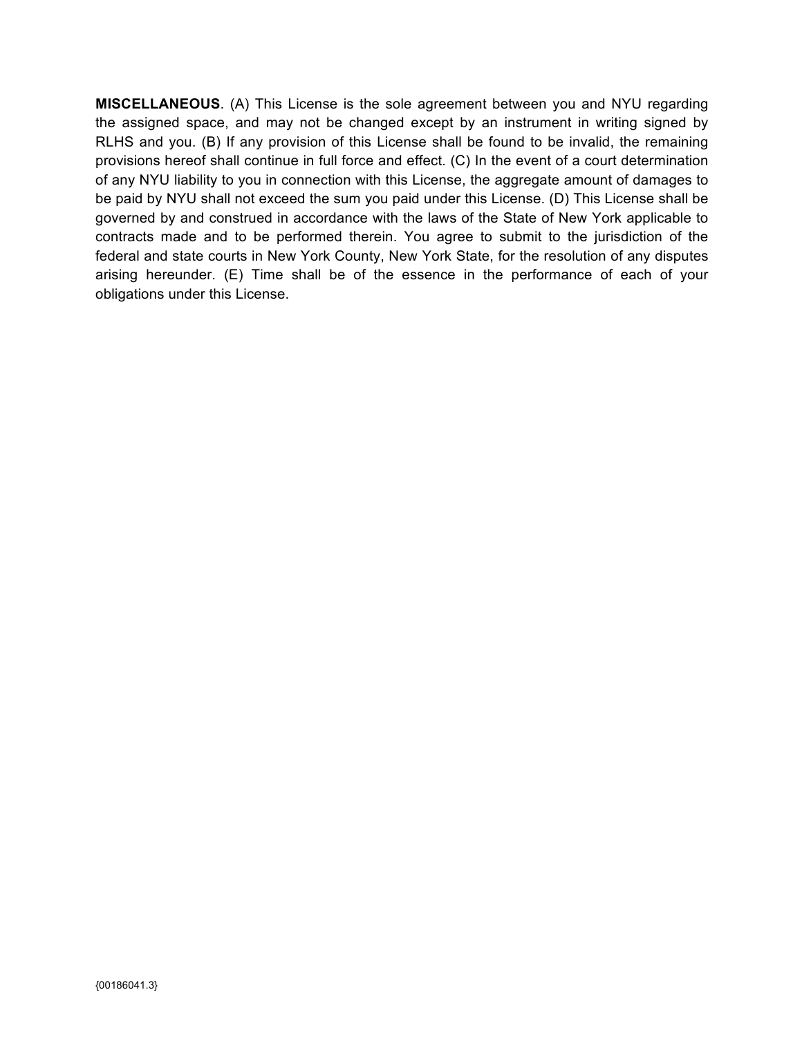**MISCELLANEOUS**. (A) This License is the sole agreement between you and NYU regarding the assigned space, and may not be changed except by an instrument in writing signed by RLHS and you. (B) If any provision of this License shall be found to be invalid, the remaining provisions hereof shall continue in full force and effect. (C) In the event of a court determination of any NYU liability to you in connection with this License, the aggregate amount of damages to be paid by NYU shall not exceed the sum you paid under this License. (D) This License shall be governed by and construed in accordance with the laws of the State of New York applicable to contracts made and to be performed therein. You agree to submit to the jurisdiction of the federal and state courts in New York County, New York State, for the resolution of any disputes arising hereunder. (E) Time shall be of the essence in the performance of each of your obligations under this License.

{00186041.3}